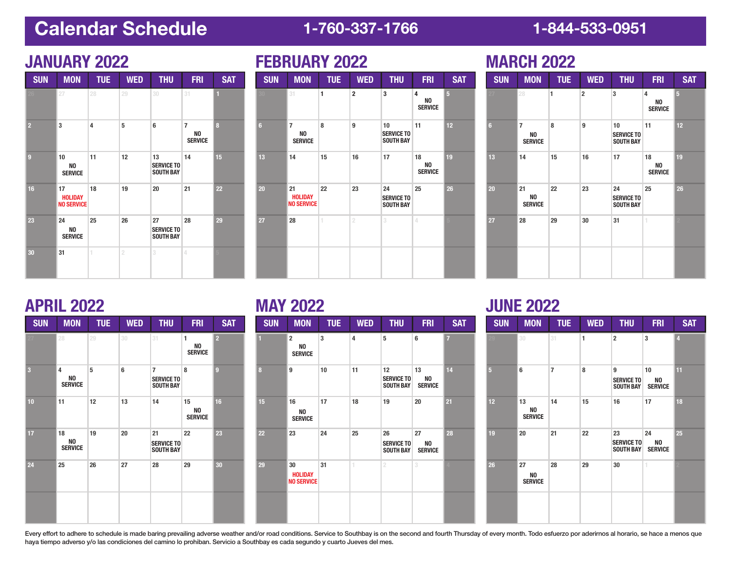# Calendar Schedule

1-760-337-1766 1-844-533-0951

## JANUARY 2022

| SUN | MON | TUE | WED | THU | FRI | SAT |
|---|---|---|---|---|---|---|
| 26 | 27 | 28 | 29 | 30 | 31 | 1 |
| 2 | 3 | 4 | 5 | 6 | 7 NO SERVICE | 8 |
| 9 | 10 NO SERVICE | 11 | 12 | 13 SERVICE TO SOUTH BAY | 14 | 15 |
| 16 | 17 HOLIDAY NO SERVICE | 18 | 19 | 20 | 21 | 22 |
| 23 | 24 NO SERVICE | 25 | 26 | 27 SERVICE TO SOUTH BAY | 28 | 29 |
| 30 | 31 | 1 | 2 | 3 | 4 | 5 |

## FEBRUARY 2022

| SUN | MON | TUE | WED | THU | FRI | SAT |
|---|---|---|---|---|---|---|
| 30 | 31 | 1 | 2 | 3 | 4 NO SERVICE | 5 |
| 6 | 7 NO SERVICE | 8 | 9 | 10 SERVICE TO SOUTH BAY | 11 | 12 |
| 13 | 14 | 15 | 16 | 17 | 18 NO SERVICE | 19 |
| 20 | 21 HOLIDAY NO SERVICE | 22 | 23 | 24 SERVICE TO SOUTH BAY | 25 | 26 |
| 27 | 28 | 1 | 2 | 3 | 4 | 5 |

## MARCH 2022

| SUN | MON | TUE | WED | THU | FRI | SAT |
|---|---|---|---|---|---|---|
| 27 | 28 | 1 | 2 | 3 | 4 NO SERVICE | 5 |
| 6 | 7 NO SERVICE | 8 | 9 | 10 SERVICE TO SOUTH BAY | 11 | 12 |
| 13 | 14 | 15 | 16 | 17 | 18 NO SERVICE | 19 |
| 20 | 21 NO SERVICE | 22 | 23 | 24 SERVICE TO SOUTH BAY | 25 | 26 |
| 27 | 28 | 29 | 30 | 31 | 1 | 2 |

## APRIL 2022

| SUN | MON | TUE | WED | THU | FRI | SAT |
|---|---|---|---|---|---|---|
| 27 | 28 | 29 | 30 | 31 | 1 NO SERVICE | 2 |
| 3 | 4 NO SERVICE | 5 | 6 | 7 SERVICE TO SOUTH BAY | 8 | 9 |
| 10 | 11 | 12 | 13 | 14 | 15 NO SERVICE | 16 |
| 17 | 18 NO SERVICE | 19 | 20 | 21 SERVICE TO SOUTH BAY | 22 | 23 |
| 24 | 25 | 26 | 27 | 28 | 29 | 30 |

## MAY 2022

| SUN | MON | TUE | WED | THU | FRI | SAT |
|---|---|---|---|---|---|---|
| 1 | 2 NO SERVICE | 3 | 4 | 5 | 6 | 7 |
| 8 | 9 | 10 | 11 | 12 SERVICE TO SOUTH BAY | 13 NO SERVICE | 14 |
| 15 | 16 NO SERVICE | 17 | 18 | 19 | 20 | 21 |
| 22 | 23 | 24 | 25 | 26 SERVICE TO SOUTH BAY | 27 NO SERVICE | 28 |
| 29 | 30 HOLIDAY NO SERVICE | 31 | 1 | 2 | 3 | 4 |

## JUNE 2022

| SUN | MON | TUE | WED | THU | FRI | SAT |
|---|---|---|---|---|---|---|
| 29 | 30 | 31 | 1 | 2 | 3 | 4 |
| 5 | 6 | 7 | 8 | 9 SERVICE TO SOUTH BAY | 10 NO SERVICE | 11 |
| 12 | 13 NO SERVICE | 14 | 15 | 16 | 17 | 18 |
| 19 | 20 | 21 | 22 | 23 SERVICE TO SOUTH BAY | 24 NO SERVICE | 25 |
| 26 | 27 NO SERVICE | 28 | 29 | 30 | 1 | 2 |

Every effort to adhere to schedule is made baring prevailing adverse weather and/or road conditions. Service to Southbay is on the second and fourth Thursday of every month. Todo esfuerzo por aderirnos al horario, se hace a menos que haya tiempo adverso y/o las condiciones del camino lo prohiban. Servicio a Southbay es cada segundo y cuarto Jueves del mes.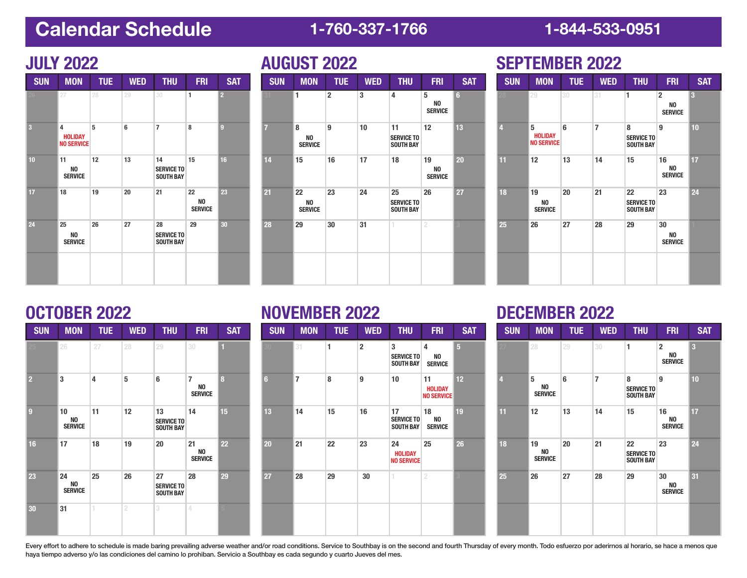# Calendar Schedule

1-760-337-1766

1-844-533-0951

## JULY 2022

| SUN | MON | TUE | WED | THU | FRI | SAT |
|---|---|---|---|---|---|---|
| 26 | 27 | 28 | 29 | 30 | 1 | 2 |
| 3 | 4 HOLIDAY NO SERVICE | 5 | 6 | 7 | 8 | 9 |
| 10 | 11 NO SERVICE | 12 | 13 | 14 SERVICE TO SOUTH BAY | 15 | 16 |
| 17 | 18 | 19 | 20 | 21 | 22 NO SERVICE | 23 |
| 24 | 25 NO SERVICE | 26 | 27 | 28 SERVICE TO SOUTH BAY | 29 | 30 |

## AUGUST 2022

| SUN | MON | TUE | WED | THU | FRI | SAT |
|---|---|---|---|---|---|---|
| 31 | 1 | 2 | 3 | 4 | 5 NO SERVICE | 6 |
| 7 | 8 NO SERVICE | 9 | 10 | 11 SERVICE TO SOUTH BAY | 12 | 13 |
| 14 | 15 | 16 | 17 | 18 | 19 NO SERVICE | 20 |
| 21 | 22 NO SERVICE | 23 | 24 | 25 SERVICE TO SOUTH BAY | 26 | 27 |
| 28 | 29 | 30 | 31 | 1 | 2 | 3 |

## SEPTEMBER 2022

| SUN | MON | TUE | WED | THU | FRI | SAT |
|---|---|---|---|---|---|---|
| 28 | 29 | 30 | 31 | 1 | 2 NO SERVICE | 3 |
| 4 | 5 HOLIDAY NO SERVICE | 6 | 7 | 8 SERVICE TO SOUTH BAY | 9 | 10 |
| 11 | 12 | 13 | 14 | 15 | 16 NO SERVICE | 17 |
| 18 | 19 NO SERVICE | 20 | 21 | 22 SERVICE TO SOUTH BAY | 23 | 24 |
| 25 | 26 | 27 | 28 | 29 | 30 NO SERVICE | 1 |

## OCTOBER 2022

| SUN | MON | TUE | WED | THU | FRI | SAT |
|---|---|---|---|---|---|---|
| 25 | 26 | 27 | 28 | 29 | 30 | 1 |
| 2 | 3 | 4 | 5 | 6 | 7 NO SERVICE | 8 |
| 9 | 10 NO SERVICE | 11 | 12 | 13 SERVICE TO SOUTH BAY | 14 | 15 |
| 16 | 17 | 18 | 19 | 20 | 21 NO SERVICE | 22 |
| 23 | 24 NO SERVICE | 25 | 26 | 27 SERVICE TO SOUTH BAY | 28 | 29 |
| 30 | 31 | 1 | 2 | 3 | 4 | 5 |

## NOVEMBER 2022

| SUN | MON | TUE | WED | THU | FRI | SAT |
|---|---|---|---|---|---|---|
| 30 | 31 | 1 | 2 | 3 SERVICE TO SOUTH BAY | 4 NO SERVICE | 5 |
| 6 | 7 | 8 | 9 | 10 | 11 HOLIDAY NO SERVICE | 12 |
| 13 | 14 | 15 | 16 | 17 SERVICE TO SOUTH BAY | 18 NO SERVICE | 19 |
| 20 | 21 | 22 | 23 | 24 HOLIDAY NO SERVICE | 25 | 26 |
| 27 | 28 | 29 | 30 | 1 | 2 | 3 |

## DECEMBER 2022

| SUN | MON | TUE | WED | THU | FRI | SAT |
|---|---|---|---|---|---|---|
| 27 | 28 | 29 | 30 | 1 | 2 NO SERVICE | 3 |
| 4 | 5 NO SERVICE | 6 | 7 | 8 SERVICE TO SOUTH BAY | 9 | 10 |
| 11 | 12 | 13 | 14 | 15 | 16 NO SERVICE | 17 |
| 18 | 19 NO SERVICE | 20 | 21 | 22 SERVICE TO SOUTH BAY | 23 | 24 |
| 25 | 26 | 27 | 28 | 29 | 30 NO SERVICE | 31 |

Every effort to adhere to schedule is made baring prevailing adverse weather and/or road conditions. Service to Southbay is on the second and fourth Thursday of every month. Todo esfuerzo por aderirnos al horario, se hace a menos que haya tiempo adverso y/o las condiciones del camino lo prohiban. Servicio a Southbay es cada segundo y cuarto Jueves del mes.